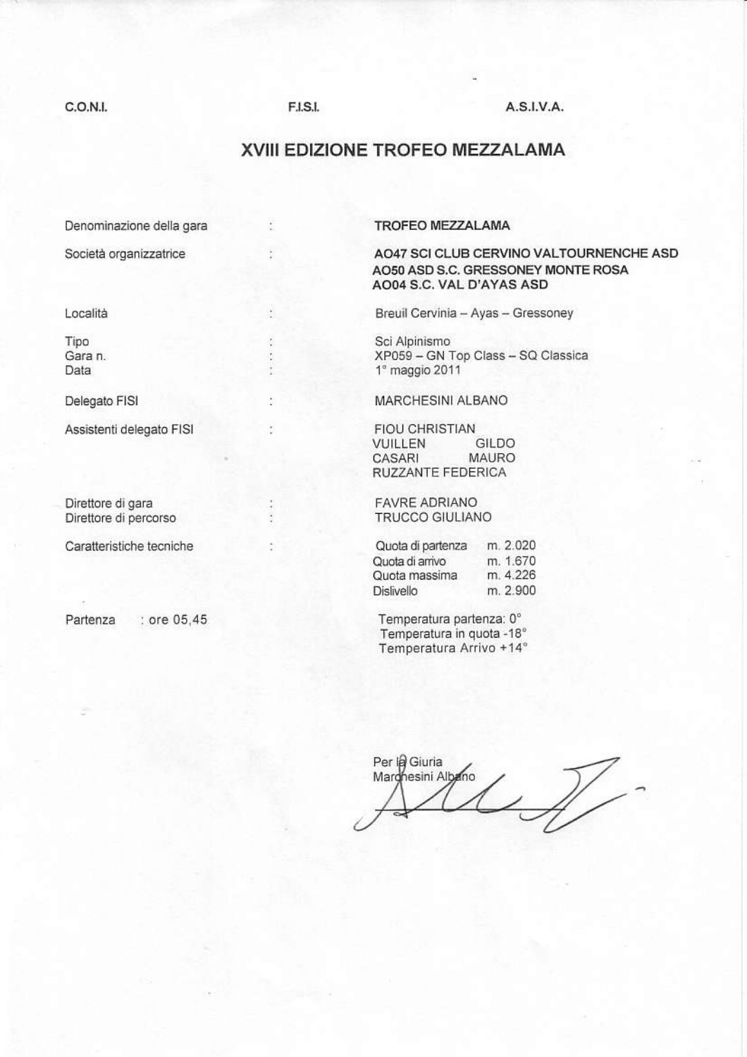C.O.N.I. F.I.S.I. A.S.I.V.A.

# XVIII EDIZIONE TROFEO MEZZALAMA

| | | |
|---|---|---|
| Denominazione della gara | : | **TROFEO MEZZALAMA** |
| Società organizzatrice | : | **AO47 SCI CLUB CERVINO VALTOURNENCHE ASD**<br>**AO50 ASD S.C. GRESSONEY MONTE ROSA**<br>**AO04 S.C. VAL D'AYAS ASD** |
| Località | : | Breuil Cervinia – Ayas – Gressoney |
| Tipo | : | Sci Alpinismo |
| Gara n. | : | XP059 – GN Top Class – SQ Classica |
| Data | : | 1° maggio 2011 |
| Delegato FISI | : | MARCHESINI ALBANO |
| Assistenti delegato FISI | : | FIOU CHRISTIAN<br>VUILLEN GILDO<br>CASARI MAURO<br>RUZZANTE FEDERICA |
| Direttore di gara | : | FAVRE ADRIANO |
| Direttore di percorso | : | TRUCCO GIULIANO |
| Caratteristiche tecniche | : | Quota di partenza m. 2.020<br>Quota di arrivo m. 1.670<br>Quota massima m. 4.226<br>Dislivello m. 2.900 |
| Partenza : ore 05,45 | | Temperatura partenza: 0°<br>Temperatura in quota -18°<br>Temperatura Arrivo +14° |

Per la Giuria
Marchesini Albano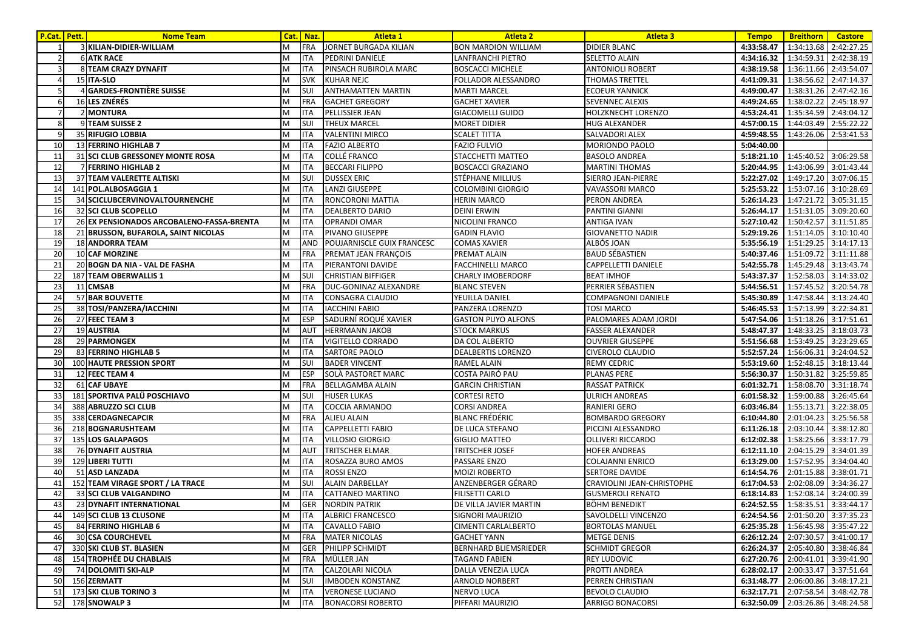| P.Cat. | Pett. | Nome Team | Cat. | Naz. | Atleta 1 | Atleta 2 | Atleta 3 | Tempo | Breithorn | Castore |
|---|---|---|---|---|---|---|---|---|---|---|
| 1 | 3 | KILIAN-DIDIER-WILLIAM | M | FRA | JORNET BURGADA KILIAN | BON MARDION WILLIAM | DIDIER BLANC | 4:33:58.47 | 1:34:13.68 | 2:42:27.25 |
| 2 | 6 | ATK RACE | M | ITA | PEDRINI DANIELE | LANFRANCHI PIETRO | SELETTO ALAIN | 4:34:16.32 | 1:34:59.31 | 2:42:38.19 |
| 3 | 8 | TEAM CRAZY DYNAFIT | M | ITA | PINSACH RUBIROLA MARC | BOSCACCI MICHELE | ANTONIOLI ROBERT | 4:38:19.58 | 1:36:11.66 | 2:43:54.07 |
| 4 | 15 | ITA-SLO | M | SVK | KUHAR NEJC | FOLLADOR ALESSANDRO | THOMAS TRETTEL | 4:41:09.31 | 1:38:56.62 | 2:47:14.37 |
| 5 | 4 | GARDES-FRONTIÈRE SUISSE | M | SUI | ANTHAMATTEN MARTIN | MARTI MARCEL | ECOEUR YANNICK | 4:49:00.47 | 1:38:31.26 | 2:47:42.16 |
| 6 | 16 | LES ZNÉRÉS | M | FRA | GACHET GREGORY | GACHET XAVIER | SEVENNEC ALEXIS | 4:49:24.65 | 1:38:02.22 | 2:45:18.97 |
| 7 | 2 | MONTURA | M | ITA | PELLISSIER JEAN | GIACOMELLI GUIDO | HOLZKNECHT LORENZO | 4:53:24.41 | 1:35:34.59 | 2:43:04.12 |
| 8 | 9 | TEAM SUISSE 2 | M | SUI | THEUX MARCEL | MORET DIDIER | HUG ALEXANDER | 4:57:00.15 | 1:44:03.49 | 2:55:22.22 |
| 9 | 35 | RIFUGIO LOBBIA | M | ITA | VALENTINI MIRCO | SCALET TITTA | SALVADORI ALEX | 4:59:48.55 | 1:43:26.06 | 2:53:41.53 |
| 10 | 13 | FERRINO HIGHLAB 7 | M | ITA | FAZIO ALBERTO | FAZIO FULVIO | MORIONDO PAOLO | 5:04:40.00 | | |
| 11 | 31 | SCI CLUB GRESSONEY MONTE ROSA | M | ITA | COLLÉ FRANCO | STACCHETTI MATTEO | BASOLO ANDREA | 5:18:21.10 | 1:45:40.52 | 3:06:29.58 |
| 12 | 7 | FERRINO HIGHLAB 2 | M | ITA | BECCARI FILIPPO | BOSCACCI GRAZIANO | MARTINI THOMAS | 5:20:44.95 | 1:43:06.99 | 3:01:43.44 |
| 13 | 37 | TEAM VALERETTE ALTISKI | M | SUI | DUSSEX ERIC | STÉPHANE MILLIUS | SIERRO JEAN-PIERRE | 5:22:27.02 | 1:49:17.20 | 3:07:06.15 |
| 14 | 141 | POL.ALBOSAGGIA 1 | M | ITA | LANZI GIUSEPPE | COLOMBINI GIORGIO | VAVASSORI MARCO | 5:25:53.22 | 1:53:07.16 | 3:10:28.69 |
| 15 | 34 | SCICLUBCERVINOVALTOURNENCHE | M | ITA | RONCORONI MATTIA | HERIN MARCO | PERON ANDREA | 5:26:14.23 | 1:47:21.72 | 3:05:31.15 |
| 16 | 32 | SCI CLUB SCOPELLO | M | ITA | DEALBERTO DARIO | DEINI ERWIN | PANTINI GIANNI | 5:26:44.17 | 1:51:31.05 | 3:09:20.60 |
| 17 | 26 | EX PENSIONADOS ARCOBALENO-FASSA-BRENTA | M | ITA | OPRANDI OMAR | NICOLINI FRANCO | ANTIGA IVAN | 5:27:10.42 | 1:50:42.57 | 3:11:51.85 |
| 18 | 21 | BRUSSON, BUFAROLA, SAINT NICOLAS | M | ITA | PIVANO GIUSEPPE | GADIN FLAVIO | GIOVANETTO NADIR | 5:29:19.26 | 1:51:14.05 | 3:10:10.40 |
| 19 | 18 | ANDORRA TEAM | M | AND | POUJARNISCLE GUIX FRANCESC | COMAS XAVIER | ALBÓS JOAN | 5:35:56.19 | 1:51:29.25 | 3:14:17.13 |
| 20 | 10 | CAF MORZINE | M | FRA | PREMAT JEAN FRANÇOIS | PREMAT ALAIN | BAUD SÉBASTIEN | 5:40:37.46 | 1:51:09.72 | 3:11:11.88 |
| 21 | 20 | BOGN DA NIA - VAL DE FASHA | M | ITA | PIERANTONI DAVIDE | FACCHINELLI MARCO | CAPPELLETTI DANIELE | 5:42:55.78 | 1:45:29.48 | 3:13:43.74 |
| 22 | 187 | TEAM OBERWALLIS 1 | M | SUI | CHRISTIAN BIFFIGER | CHARLY IMOBERDORF | BEAT IMHOF | 5:43:37.37 | 1:52:58.03 | 3:14:33.02 |
| 23 | 11 | CMSAB | M | FRA | DUC-GONINAZ ALEXANDRE | BLANC STEVEN | PERRIER SÉBASTIEN | 5:44:56.51 | 1:57:45.52 | 3:20:54.78 |
| 24 | 57 | BAR BOUVETTE | M | ITA | CONSAGRA CLAUDIO | YEUILLA DANIEL | COMPAGNONI DANIELE | 5:45:30.89 | 1:47:58.44 | 3:13:24.40 |
| 25 | 38 | TOSI/PANZERA/IACCHINI | M | ITA | IACCHINI FABIO | PANZERA LORENZO | TOSI MARCO | 5:46:45.53 | 1:57:13.99 | 3:22:34.81 |
| 26 | 27 | FEEC TEAM 3 | M | ESP | SADURNÍ ROQUÉ XAVIER | GASTON PUYO ALFONS | PALOMARES ADAM JORDI | 5:47:54.06 | 1:51:18.26 | 3:17:51.61 |
| 27 | 19 | AUSTRIA | M | AUT | HERRMANN JAKOB | STOCK MARKUS | FASSER ALEXANDER | 5:48:47.37 | 1:48:33.25 | 3:18:03.73 |
| 28 | 29 | PARMONGEX | M | ITA | VIGITELLO CORRADO | DA COL ALBERTO | OUVRIER GIUSEPPE | 5:51:56.68 | 1:53:49.25 | 3:23:29.65 |
| 29 | 83 | FERRINO HIGHLAB 5 | M | ITA | SARTORE PAOLO | DEALBERTIS LORENZO | CIVEROLO CLAUDIO | 5:52:57.24 | 1:56:06.31 | 3:24:04.52 |
| 30 | 100 | HAUTE PRESSION SPORT | M | SUI | BADER VINCENT | RAMEL ALAIN | REMY CEDRIC | 5:53:19.60 | 1:52:48.15 | 3:18:13.44 |
| 31 | 12 | FEEC TEAM 4 | M | ESP | SOLÀ PASTORET MARC | COSTA PAIRÓ PAU | PLANAS PERE | 5:56:30.37 | 1:50:31.82 | 3:25:59.85 |
| 32 | 61 | CAF UBAYE | M | FRA | BELLAGAMBA ALAIN | GARCIN CHRISTIAN | RASSAT PATRICK | 6:01:32.71 | 1:58:08.70 | 3:31:18.74 |
| 33 | 181 | SPORTIVA PALÜ POSCHIAVO | M | SUI | HUSER LUKAS | CORTESI RETO | ULRICH ANDREAS | 6:01:58.32 | 1:59:00.88 | 3:26:45.64 |
| 34 | 388 | ABRUZZO SCI CLUB | M | ITA | COCCIA ARMANDO | CORSI ANDREA | RANIERI GERO | 6:03:46.84 | 1:55:13.71 | 3:22:38.05 |
| 35 | 338 | CERDAGNECAPCIR | M | FRA | ALIEU ALAIN | BLANC FRÉDÉRIC | BOMBARDO GREGORY | 6:10:44.80 | 2:01:04.23 | 3:25:56.58 |
| 36 | 218 | BOGNARUSHTEAM | M | ITA | CAPPELLETTI FABIO | DE LUCA STEFANO | PICCINI ALESSANDRO | 6:11:26.18 | 2:03:10.44 | 3:38:12.80 |
| 37 | 135 | LOS GALAPAGOS | M | ITA | VILLOSIO GIORGIO | GIGLIO MATTEO | OLLIVERI RICCARDO | 6:12:02.38 | 1:58:25.66 | 3:33:17.79 |
| 38 | 76 | DYNAFIT AUSTRIA | M | AUT | TRITSCHER ELMAR | TRITSCHER JOSEF | HOFER ANDREAS | 6:12:11.10 | 2:04:15.29 | 3:34:01.39 |
| 39 | 129 | LIBERI TUTTI | M | ITA | ROSAZZA BURO AMOS | PASSARE ENZO | COLAJANNI ENRICO | 6:13:29.00 | 1:57:52.95 | 3:34:04.40 |
| 40 | 51 | ASD LANZADA | M | ITA | ROSSI ENZO | MOIZI ROBERTO | SERTORE DAVIDE | 6:14:54.76 | 2:01:15.88 | 3:38:01.71 |
| 41 | 152 | TEAM VIRAGE SPORT / LA TRACE | M | SUI | ALAIN DARBELLAY | ANZENBERGER GÉRARD | CRAVIOLINI JEAN-CHRISTOPHE | 6:17:04.53 | 2:02:08.09 | 3:34:36.27 |
| 42 | 33 | SCI CLUB VALGANDINO | M | ITA | CATTANEO MARTINO | FILISETTI CARLO | GUSMEROLI RENATO | 6:18:14.83 | 1:52:08.14 | 3:24:00.39 |
| 43 | 23 | DYNAFIT INTERNATIONAL | M | GER | NORDIN PATRIK | DE VILLA JAVIER MARTIN | BÖHM BENEDIKT | 6:24:52.55 | 1:58:35.51 | 3:33:44.17 |
| 44 | 149 | SCI CLUB 13 CLUSONE | M | ITA | ALBRICI FRANCESCO | SIGNORI MAURIZIO | SAVOLDELLI VINCENZO | 6:24:54.56 | 2:01:50.20 | 3:37:35.23 |
| 45 | 84 | FERRINO HIGHLAB 6 | M | ITA | CAVALLO FABIO | CIMENTI CARLALBERTO | BORTOLAS MANUEL | 6:25:35.28 | 1:56:45.98 | 3:35:47.22 |
| 46 | 30 | CSA COURCHEVEL | M | FRA | MATER NICOLAS | GACHET YANN | METGE DENIS | 6:26:12.24 | 2:07:30.57 | 3:41:00.17 |
| 47 | 330 | SKI CLUB ST. BLASIEN | M | GER | PHILIPP SCHMIDT | BERNHARD BLIEMSRIEDER | SCHMIDT GREGOR | 6:26:24.37 | 2:05:40.80 | 3:38:46.84 |
| 48 | 154 | TROPHÉE DU CHABLAIS | M | FRA | MÜLLER JAN | TAGAND FABIEN | REY LUDOVIC | 6:27:20.76 | 2:00:41.01 | 3:39:41.90 |
| 49 | 74 | DOLOMITI SKI-ALP | M | ITA | CALZOLARI NICOLA | DALLA VENEZIA LUCA | PROTTI ANDREA | 6:28:02.17 | 2:00:33.47 | 3:37:51.64 |
| 50 | 156 | ZERMATT | M | SUI | IMBODEN KONSTANZ | ARNOLD NORBERT | PERREN CHRISTIAN | 6:31:48.77 | 2:06:00.86 | 3:48:17.21 |
| 51 | 173 | SKI CLUB TORINO 3 | M | ITA | VERONESE LUCIANO | NERVO LUCA | BEVOLO CLAUDIO | 6:32:17.71 | 2:07:58.54 | 3:48:42.78 |
| 52 | 178 | SNOWALP 3 | M | ITA | BONACORSI ROBERTO | PIFFARI MAURIZIO | ARRIGO BONACORSI | 6:32:50.09 | 2:03:26.86 | 3:48:24.58 |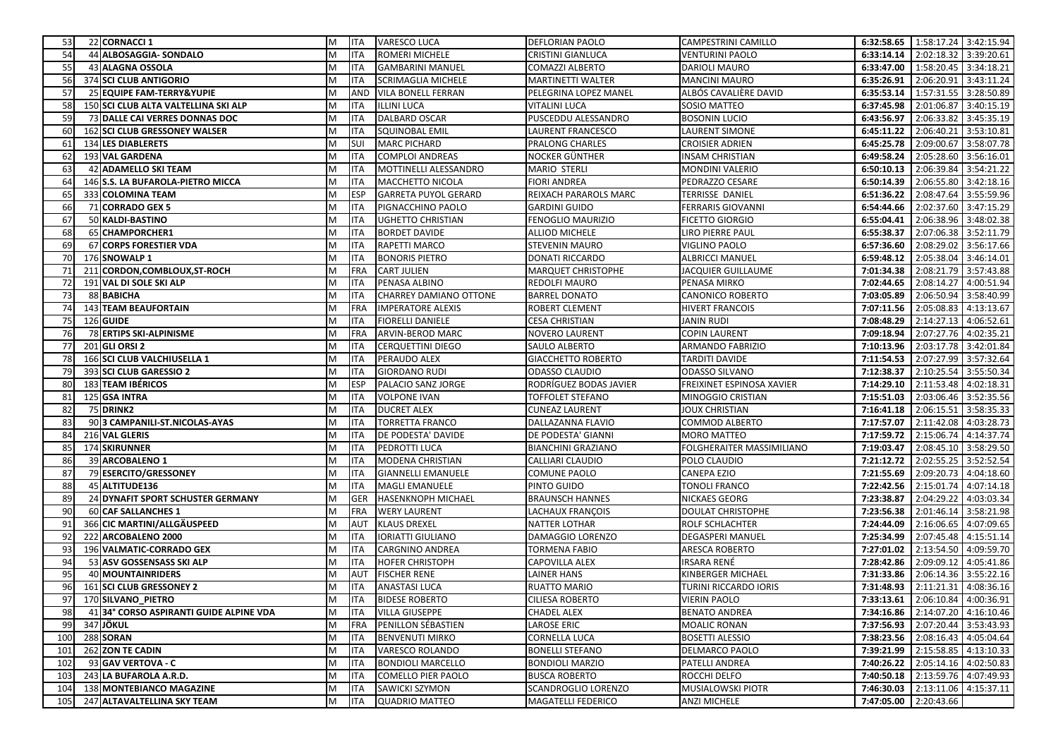| 53 | 22 | CORNACCI 1 | M | ITA | VARESCO LUCA | DEFLORIAN PAOLO | CAMPESTRINI CAMILLO | 6:32:58.65 | 1:58:17.24 | 3:42:15.94 |
|---|---|---|---|---|---|---|---|---|---|---|
| 54 | 44 | ALBOSAGGIA- SONDALO | M | ITA | ROMERI MICHELE | CRISTINI GIANLUCA | VENTURINI PAOLO | 6:33:14.14 | 2:02:18.32 | 3:39:20.61 |
| 55 | 43 | ALAGNA OSSOLA | M | ITA | GAMBARINI MANUEL | COMAZZI ALBERTO | DARIOLI MAURO | 6:33:47.00 | 1:58:20.45 | 3:34:18.21 |
| 56 | 374 | SCI CLUB ANTIGORIO | M | ITA | SCRIMAGLIA MICHELE | MARTINETTI WALTER | MANCINI MAURO | 6:35:26.91 | 2:06:20.91 | 3:43:11.24 |
| 57 | 25 | EQUIPE FAM-TERRY&YUPIE | M | AND | VILA BONELL FERRAN | PELEGRINA LOPEZ MANEL | ALBÓS CAVALIÈRE DAVID | 6:35:53.14 | 1:57:31.55 | 3:28:50.89 |
| 58 | 150 | SCI CLUB ALTA VALTELLINA SKI ALP | M | ITA | ILLINI LUCA | VITALINI LUCA | SOSIO MATTEO | 6:37:45.98 | 2:01:06.87 | 3:40:15.19 |
| 59 | 73 | DALLE CAI VERRES DONNAS DOC | M | ITA | DALBARD OSCAR | PUSCEDDU ALESSANDRO | BOSONIN LUCIO | 6:43:56.97 | 2:06:33.82 | 3:45:35.19 |
| 60 | 162 | SCI CLUB GRESSONEY WALSER | M | ITA | SQUINOBAL EMIL | LAURENT FRANCESCO | LAURENT SIMONE | 6:45:11.22 | 2:06:40.21 | 3:53:10.81 |
| 61 | 134 | LES DIABLERETS | M | SUI | MARC PICHARD | PRALONG CHARLES | CROISIER ADRIEN | 6:45:25.78 | 2:09:00.67 | 3:58:07.78 |
| 62 | 193 | VAL GARDENA | M | ITA | COMPLOI ANDREAS | NOCKER GÜNTHER | INSAM CHRISTIAN | 6:49:58.24 | 2:05:28.60 | 3:56:16.01 |
| 63 | 42 | ADAMELLO SKI TEAM | M | ITA | MOTTINELLI ALESSANDRO | MARIO STERLI | MONDINI VALERIO | 6:50:10.13 | 2:06:39.84 | 3:54:21.22 |
| 64 | 146 | S.S. LA BUFAROLA-PIETRO MICCA | M | ITA | MACCHETTO NICOLA | FIORI ANDREA | PEDRAZZO CESARE | 6:50:14.39 | 2:06:55.80 | 3:42:18.16 |
| 65 | 333 | COLOMINA TEAM | M | ESP | GARRETA PUYOL GERARD | REIXACH PARAROLS MARC | TERRISSE DANIEL | 6:51:36.22 | 2:08:47.64 | 3:55:59.96 |
| 66 | 71 | CORRADO GEX 5 | M | ITA | PIGNACCHINO PAOLO | GARDINI GUIDO | FERRARIS GIOVANNI | 6:54:44.66 | 2:02:37.60 | 3:47:15.29 |
| 67 | 50 | KALDI-BASTINO | M | ITA | UGHETTO CHRISTIAN | FENOGLIO MAURIZIO | FICETTO GIORGIO | 6:55:04.41 | 2:06:38.96 | 3:48:02.38 |
| 68 | 65 | CHAMPORCHER1 | M | ITA | BORDET DAVIDE | ALLIOD MICHELE | LIRO PIERRE PAUL | 6:55:38.37 | 2:07:06.38 | 3:52:11.79 |
| 69 | 67 | CORPS FORESTIER VDA | M | ITA | RAPETTI MARCO | STEVENIN MAURO | VIGLINO PAOLO | 6:57:36.60 | 2:08:29.02 | 3:56:17.66 |
| 70 | 176 | SNOWALP 1 | M | ITA | BONORIS PIETRO | DONATI RICCARDO | ALBRICCI MANUEL | 6:59:48.12 | 2:05:38.04 | 3:46:14.01 |
| 71 | 211 | CORDON,COMBLOUX,ST-ROCH | M | FRA | CART JULIEN | MARQUET CHRISTOPHE | JACQUIER GUILLAUME | 7:01:34.38 | 2:08:21.79 | 3:57:43.88 |
| 72 | 191 | VAL DI SOLE SKI ALP | M | ITA | PENASA ALBINO | REDOLFI MAURO | PENASA MIRKO | 7:02:44.65 | 2:08:14.27 | 4:00:51.94 |
| 73 | 88 | BABICHA | M | ITA | CHARREY DAMIANO OTTONE | BARREL DONATO | CANONICO ROBERTO | 7:03:05.89 | 2:06:50.94 | 3:58:40.99 |
| 74 | 143 | TEAM BEAUFORTAIN | M | FRA | IMPERATORE ALEXIS | ROBERT CLEMENT | HIVERT FRANCOIS | 7:07:11.56 | 2:05:08.83 | 4:13:13.67 |
| 75 | 126 | GUIDE | M | ITA | FIORELLI DANIELE | CESA CHRISTIAN | JANIN RUDI | 7:08:48.29 | 2:14:27.13 | 4:06:52.61 |
| 76 | 78 | ERTIPS SKI-ALPINISME | M | FRA | ARVIN-BEROD MARC | NOVERO LAURENT | COPIN LAURENT | 7:09:18.94 | 2:07:27.76 | 4:02:35.21 |
| 77 | 201 | GLI ORSI 2 | M | ITA | CERQUETTINI DIEGO | SAULO ALBERTO | ARMANDO FABRIZIO | 7:10:13.96 | 2:03:17.78 | 3:42:01.84 |
| 78 | 166 | SCI CLUB VALCHIUSELLA 1 | M | ITA | PERAUDO ALEX | GIACCHETTO ROBERTO | TARDITI DAVIDE | 7:11:54.53 | 2:07:27.99 | 3:57:32.64 |
| 79 | 393 | SCI CLUB GARESSIO 2 | M | ITA | GIORDANO RUDI | ODASSO CLAUDIO | ODASSO SILVANO | 7:12:38.37 | 2:10:25.54 | 3:55:50.34 |
| 80 | 183 | TEAM IBÉRICOS | M | ESP | PALACIO SANZ JORGE | RODRÍGUEZ BODAS JAVIER | FREIXINET ESPINOSA XAVIER | 7:14:29.10 | 2:11:53.48 | 4:02:18.31 |
| 81 | 125 | GSA INTRA | M | ITA | VOLPONE IVAN | TOFFOLET STEFANO | MINOGGIO CRISTIAN | 7:15:51.03 | 2:03:06.46 | 3:52:35.56 |
| 82 | 75 | DRINK2 | M | ITA | DUCRET ALEX | CUNEAZ LAURENT | JOUX CHRISTIAN | 7:16:41.18 | 2:06:15.51 | 3:58:35.33 |
| 83 | 90 | 3 CAMPANILI-ST.NICOLAS-AYAS | M | ITA | TORRETTA FRANCO | DALLAZANNA FLAVIO | COMMOD ALBERTO | 7:17:57.07 | 2:11:42.08 | 4:03:28.73 |
| 84 | 216 | VAL GLERIS | M | ITA | DE PODESTA' DAVIDE | DE PODESTA' GIANNI | MORO MATTEO | 7:17:59.72 | 2:15:06.74 | 4:14:37.74 |
| 85 | 174 | SKIRUNNER | M | ITA | PEDROTTI LUCA | BIANCHINI GRAZIANO | FOLGHERAITER MASSIMILIANO | 7:19:03.47 | 2:08:45.10 | 3:58:29.50 |
| 86 | 39 | ARCOBALENO 1 | M | ITA | MODENA CHRISTIAN | CALLIARI CLAUDIO | POLO CLAUDIO | 7:21:12.72 | 2:02:55.25 | 3:52:52.54 |
| 87 | 79 | ESERCITO/GRESSONEY | M | ITA | GIANNELLI EMANUELE | COMUNE PAOLO | CANEPA EZIO | 7:21:55.69 | 2:09:20.73 | 4:04:18.60 |
| 88 | 45 | ALTITUDE136 | M | ITA | MAGLI EMANUELE | PINTO GUIDO | TONOLI FRANCO | 7:22:42.56 | 2:15:01.74 | 4:07:14.18 |
| 89 | 24 | DYNAFIT SPORT SCHUSTER GERMANY | M | GER | HASENKNOPH MICHAEL | BRAUNSCH HANNES | NICKAES GEORG | 7:23:38.87 | 2:04:29.22 | 4:03:03.34 |
| 90 | 60 | CAF SALLANCHES 1 | M | FRA | WERY LAURENT | LACHAUX FRANÇOIS | DOULAT CHRISTOPHE | 7:23:56.38 | 2:01:46.14 | 3:58:21.98 |
| 91 | 366 | CIC MARTINI/ALLGÄUSPEED | M | AUT | KLAUS DREXEL | NATTER LOTHAR | ROLF SCHLACHTER | 7:24:44.09 | 2:16:06.65 | 4:07:09.65 |
| 92 | 222 | ARCOBALENO 2000 | M | ITA | IORIATTI GIULIANO | DAMAGGIO LORENZO | DEGASPERI MANUEL | 7:25:34.99 | 2:07:45.48 | 4:15:51.14 |
| 93 | 196 | VALMATIC-CORRADO GEX | M | ITA | CARGNINO ANDREA | TORMENA FABIO | ARESCA ROBERTO | 7:27:01.02 | 2:13:54.50 | 4:09:59.70 |
| 94 | 53 | ASV GOSSENSASS SKI ALP | M | ITA | HOFER CHRISTOPH | CAPOVILLA ALEX | IRSARA RENÉ | 7:28:42.86 | 2:09:09.12 | 4:05:41.86 |
| 95 | 40 | MOUNTAINRIDERS | M | AUT | FISCHER RENE | LAINER HANS | KINBERGER MICHAEL | 7:31:33.86 | 2:06:14.36 | 3:55:22.16 |
| 96 | 161 | SCI CLUB GRESSONEY 2 | M | ITA | ANASTASI LUCA | RUATTO MARIO | TURINI RICCARDO IORIS | 7:31:48.93 | 2:11:21.31 | 4:08:36.16 |
| 97 | 170 | SILVANO_PIETRO | M | ITA | BIDESE ROBERTO | CILIESA ROBERTO | VIERIN PAOLO | 7:33:13.61 | 2:06:10.84 | 4:00:36.91 |
| 98 | 41 | 34° CORSO ASPIRANTI GUIDE ALPINE VDA | M | ITA | VILLA GIUSEPPE | CHADEL ALEX | BENATO ANDREA | 7:34:16.86 | 2:14:07.20 | 4:16:10.46 |
| 99 | 347 | JÖKUL | M | FRA | PENILLON SÉBASTIEN | LAROSE ERIC | MOALIC RONAN | 7:37:56.93 | 2:07:20.44 | 3:53:43.93 |
| 100 | 288 | SORAN | M | ITA | BENVENUTI MIRKO | CORNELLA LUCA | BOSETTI ALESSIO | 7:38:23.56 | 2:08:16.43 | 4:05:04.64 |
| 101 | 262 | ZON TE CADIN | M | ITA | VARESCO ROLANDO | BONELLI STEFANO | DELMARCO PAOLO | 7:39:21.99 | 2:15:58.85 | 4:13:10.33 |
| 102 | 93 | GAV VERTOVA - C | M | ITA | BONDIOLI MARCELLO | BONDIOLI MARZIO | PATELLI ANDREA | 7:40:26.22 | 2:05:14.16 | 4:02:50.83 |
| 103 | 243 | LA BUFAROLA A.R.D. | M | ITA | COMELLO PIER PAOLO | BUSCA ROBERTO | ROCCHI DELFO | 7:40:50.18 | 2:13:59.76 | 4:07:49.93 |
| 104 | 138 | MONTEBIANCO MAGAZINE | M | ITA | SAWICKI SZYMON | SCANDROGLIO LORENZO | MUSIALOWSKI PIOTR | 7:46:30.03 | 2:13:11.06 | 4:15:37.11 |
| 105 | 247 | ALTAVALTELLINA SKY TEAM | M | ITA | QUADRIO MATTEO | MAGATELLI FEDERICO | ANZI MICHELE | 7:47:05.00 | 2:20:43.66 | |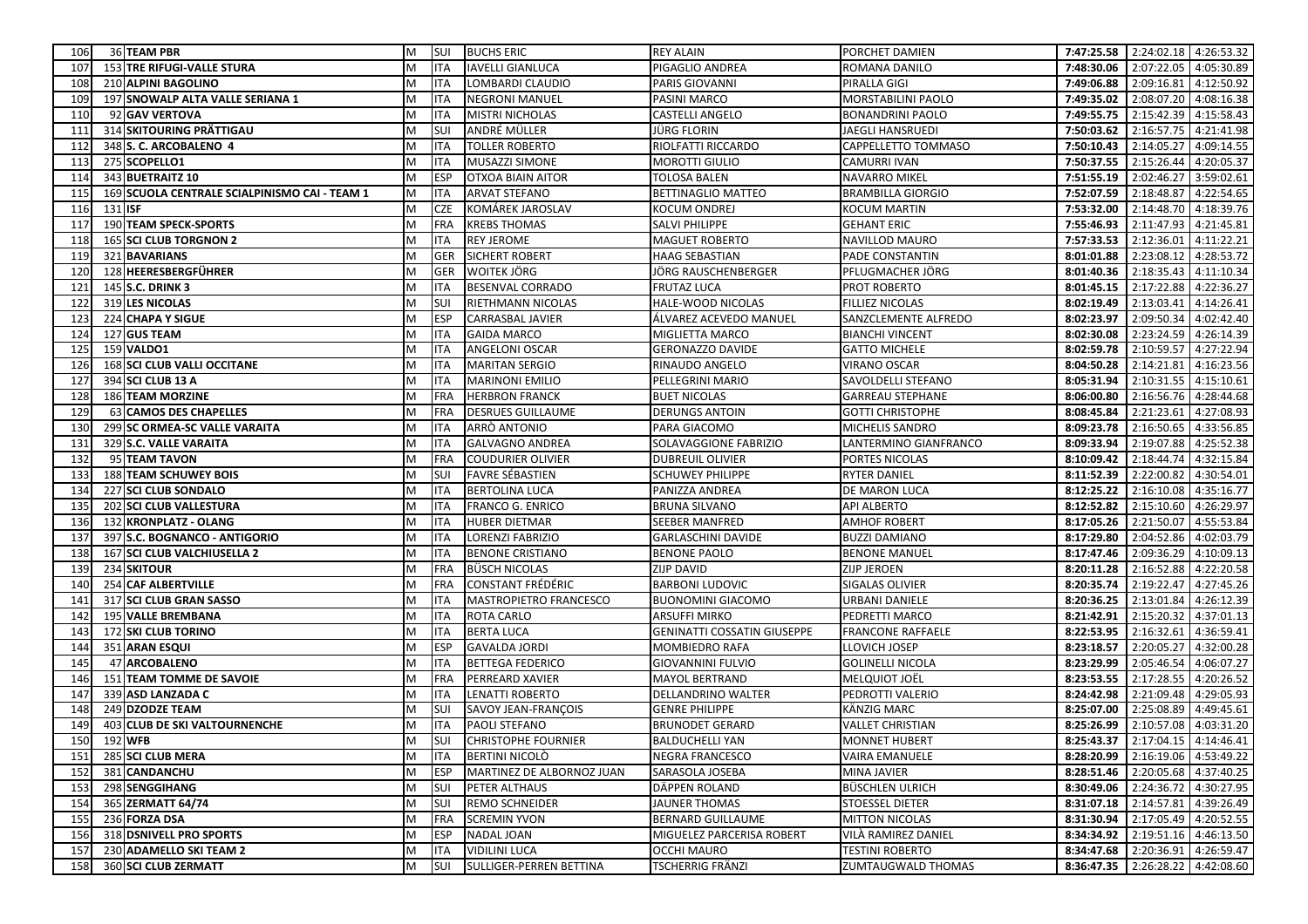| 106 | 36 | TEAM PBR | M | SUI | BUCHS ERIC | REY ALAIN | PORCHET DAMIEN | 7:47:25.58 | 2:24:02.18 | 4:26:53.32 |
|---|---|---|---|---|---|---|---|---|---|---|
| 107 | 153 | TRE RIFUGI-VALLE STURA | M | ITA | IAVELLI GIANLUCA | PIGAGLIO ANDREA | ROMANA DANILO | 7:48:30.06 | 2:07:22.05 | 4:05:30.89 |
| 108 | 210 | ALPINI BAGOLINO | M | ITA | LOMBARDI CLAUDIO | PARIS GIOVANNI | PIRALLA GIGI | 7:49:06.88 | 2:09:16.81 | 4:12:50.92 |
| 109 | 197 | SNOWALP ALTA VALLE SERIANA 1 | M | ITA | NEGRONI MANUEL | PASINI MARCO | MORSTABILINI PAOLO | 7:49:35.02 | 2:08:07.20 | 4:08:16.38 |
| 110 | 92 | GAV VERTOVA | M | ITA | MISTRI NICHOLAS | CASTELLI ANGELO | BONANDRINI PAOLO | 7:49:55.75 | 2:15:42.39 | 4:15:58.43 |
| 111 | 314 | SKITOURING PRÄTTIGAU | M | SUI | ANDRÉ MÜLLER | JÜRG FLORIN | JAEGLI HANSRUEDI | 7:50:03.62 | 2:16:57.75 | 4:21:41.98 |
| 112 | 348 | S. C. ARCOBALENO 4 | M | ITA | TOLLER ROBERTO | RIOLFATTI RICCARDO | CAPPELLETTO TOMMASO | 7:50:10.43 | 2:14:05.27 | 4:09:14.55 |
| 113 | 275 | SCOPELLO1 | M | ITA | MUSAZZI SIMONE | MOROTTI GIULIO | CAMURRI IVAN | 7:50:37.55 | 2:15:26.44 | 4:20:05.37 |
| 114 | 343 | BUETRAITZ 10 | M | ESP | OTXOA BIAIN AITOR | TOLOSA BALEN | NAVARRO MIKEL | 7:51:55.19 | 2:02:46.27 | 3:59:02.61 |
| 115 | 169 | SCUOLA CENTRALE SCIALPINISMO CAI - TEAM 1 | M | ITA | ARVAT STEFANO | BETTINAGLIO MATTEO | BRAMBILLA GIORGIO | 7:52:07.59 | 2:18:48.87 | 4:22:54.65 |
| 116 | 131 | ISF | M | CZE | KOMÁREK JAROSLAV | KOCUM ONDREJ | KOCUM MARTIN | 7:53:32.00 | 2:14:48.70 | 4:18:39.76 |
| 117 | 190 | TEAM SPECK-SPORTS | M | FRA | KREBS THOMAS | SALVI PHILIPPE | GEHANT ERIC | 7:55:46.93 | 2:11:47.93 | 4:21:45.81 |
| 118 | 165 | SCI CLUB TORGNON 2 | M | ITA | REY JEROME | MAGUET ROBERTO | NAVILLOD MAURO | 7:57:33.53 | 2:12:36.01 | 4:11:22.21 |
| 119 | 321 | BAVARIANS | M | GER | SICHERT ROBERT | HAAG SEBASTIAN | PADE CONSTANTIN | 8:01:01.88 | 2:23:08.12 | 4:28:53.72 |
| 120 | 128 | HEERESBERGFÜHRER | M | GER | WOITEK JÖRG | JÖRG RAUSCHENBERGER | PFLUGMACHER JÖRG | 8:01:40.36 | 2:18:35.43 | 4:11:10.34 |
| 121 | 145 | S.C. DRINK 3 | M | ITA | BESENVAL CORRADO | FRUTAZ LUCA | PROT ROBERTO | 8:01:45.15 | 2:17:22.88 | 4:22:36.27 |
| 122 | 319 | LES NICOLAS | M | SUI | RIETHMANN NICOLAS | HALE-WOOD NICOLAS | FILLIEZ NICOLAS | 8:02:19.49 | 2:13:03.41 | 4:14:26.41 |
| 123 | 224 | CHAPA Y SIGUE | M | ESP | CARRASBAL JAVIER | ÁLVAREZ ACEVEDO MANUEL | SANZCLEMENTE ALFREDO | 8:02:23.97 | 2:09:50.34 | 4:02:42.40 |
| 124 | 127 | GUS TEAM | M | ITA | GAIDA MARCO | MIGLIETTA MARCO | BIANCHI VINCENT | 8:02:30.08 | 2:23:24.59 | 4:26:14.39 |
| 125 | 159 | VALDO1 | M | ITA | ANGELONI OSCAR | GERONAZZO DAVIDE | GATTO MICHELE | 8:02:59.78 | 2:10:59.57 | 4:27:22.94 |
| 126 | 168 | SCI CLUB VALLI OCCITANE | M | ITA | MARITAN SERGIO | RINAUDO ANGELO | VIRANO OSCAR | 8:04:50.28 | 2:14:21.81 | 4:16:23.56 |
| 127 | 394 | SCI CLUB 13 A | M | ITA | MARINONI EMILIO | PELLEGRINI MARIO | SAVOLDELLI STEFANO | 8:05:31.94 | 2:10:31.55 | 4:15:10.61 |
| 128 | 186 | TEAM MORZINE | M | FRA | HERBRON FRANCK | BUET NICOLAS | GARREAU STEPHANE | 8:06:00.80 | 2:16:56.76 | 4:28:44.68 |
| 129 | 63 | CAMOS DES CHAPELLES | M | FRA | DESRUES GUILLAUME | DERUNGS ANTOIN | GOTTI CHRISTOPHE | 8:08:45.84 | 2:21:23.61 | 4:27:08.93 |
| 130 | 299 | SC ORMEA-SC VALLE VARAITA | M | ITA | ARRÒ ANTONIO | PARA GIACOMO | MICHELIS SANDRO | 8:09:23.78 | 2:16:50.65 | 4:33:56.85 |
| 131 | 329 | S.C. VALLE VARAITA | M | ITA | GALVAGNO ANDREA | SOLAVAGGIONE FABRIZIO | LANTERMINO GIANFRANCO | 8:09:33.94 | 2:19:07.88 | 4:25:52.38 |
| 132 | 95 | TEAM TAVON | M | FRA | COUDURIER OLIVIER | DUBREUIL OLIVIER | PORTES NICOLAS | 8:10:09.42 | 2:18:44.74 | 4:32:15.84 |
| 133 | 188 | TEAM SCHUWEY BOIS | M | SUI | FAVRE SÉBASTIEN | SCHUWEY PHILIPPE | RYTER DANIEL | 8:11:52.39 | 2:22:00.82 | 4:30:54.01 |
| 134 | 227 | SCI CLUB SONDALO | M | ITA | BERTOLINA LUCA | PANIZZA ANDREA | DE MARON LUCA | 8:12:25.22 | 2:16:10.08 | 4:35:16.77 |
| 135 | 202 | SCI CLUB VALLESTURA | M | ITA | FRANCO G. ENRICO | BRUNA SILVANO | API ALBERTO | 8:12:52.82 | 2:15:10.60 | 4:26:29.97 |
| 136 | 132 | KRONPLATZ - OLANG | M | ITA | HUBER DIETMAR | SEEBER MANFRED | AMHOF ROBERT | 8:17:05.26 | 2:21:50.07 | 4:55:53.84 |
| 137 | 397 | S.C. BOGNANCO - ANTIGORIO | M | ITA | LORENZI FABRIZIO | GARLASCHINI DAVIDE | BUZZI DAMIANO | 8:17:29.80 | 2:04:52.86 | 4:02:03.79 |
| 138 | 167 | SCI CLUB VALCHIUSELLA 2 | M | ITA | BENONE CRISTIANO | BENONE PAOLO | BENONE MANUEL | 8:17:47.46 | 2:09:36.29 | 4:10:09.13 |
| 139 | 234 | SKITOUR | M | FRA | BÜSCH NICOLAS | ZIJP DAVID | ZIJP JEROEN | 8:20:11.28 | 2:16:52.88 | 4:22:20.58 |
| 140 | 254 | CAF ALBERTVILLE | M | FRA | CONSTANT FRÉDÉRIC | BARBONI LUDOVIC | SIGALAS OLIVIER | 8:20:35.74 | 2:19:22.47 | 4:27:45.26 |
| 141 | 317 | SCI CLUB GRAN SASSO | M | ITA | MASTROPIETRO FRANCESCO | BUONOMINI GIACOMO | URBANI DANIELE | 8:20:36.25 | 2:13:01.84 | 4:26:12.39 |
| 142 | 195 | VALLE BREMBANA | M | ITA | ROTA CARLO | ARSUFFI MIRKO | PEDRETTI MARCO | 8:21:42.91 | 2:15:20.32 | 4:37:01.13 |
| 143 | 172 | SKI CLUB TORINO | M | ITA | BERTA LUCA | GENINATTI COSSATIN GIUSEPPE | FRANCONE RAFFAELE | 8:22:53.95 | 2:16:32.61 | 4:36:59.41 |
| 144 | 351 | ARAN ESQUI | M | ESP | GAVALDA JORDI | MOMBIEDRO RAFA | LLOVICH JOSEP | 8:23:18.57 | 2:20:05.27 | 4:32:00.28 |
| 145 | 47 | ARCOBALENO | M | ITA | BETTEGA FEDERICO | GIOVANNINI FULVIO | GOLINELLI NICOLA | 8:23:29.99 | 2:05:46.54 | 4:06:07.27 |
| 146 | 151 | TEAM TOMME DE SAVOIE | M | FRA | PERREARD XAVIER | MAYOL BERTRAND | MELQUIOT JOËL | 8:23:53.55 | 2:17:28.55 | 4:20:26.52 |
| 147 | 339 | ASD LANZADA C | M | ITA | LENATTI ROBERTO | DELLANDRINO WALTER | PEDROTTI VALERIO | 8:24:42.98 | 2:21:09.48 | 4:29:05.93 |
| 148 | 249 | DZODZE TEAM | M | SUI | SAVOY JEAN-FRANÇOIS | GENRE PHILIPPE | KÄNZIG MARC | 8:25:07.00 | 2:25:08.89 | 4:49:45.61 |
| 149 | 403 | CLUB DE SKI VALTOURNENCHE | M | ITA | PAOLI STEFANO | BRUNODET GERARD | VALLET CHRISTIAN | 8:25:26.99 | 2:10:57.08 | 4:03:31.20 |
| 150 | 192 | WFB | M | SUI | CHRISTOPHE FOURNIER | BALDUCHELLI YAN | MONNET HUBERT | 8:25:43.37 | 2:17:04.15 | 4:14:46.41 |
| 151 | 285 | SCI CLUB MERA | M | ITA | BERTINI NICOLÒ | NEGRA FRANCESCO | VAIRA EMANUELE | 8:28:20.99 | 2:16:19.06 | 4:53:49.22 |
| 152 | 381 | CANDANCHU | M | ESP | MARTINEZ DE ALBORNOZ JUAN | SARASOLA JOSEBA | MINA JAVIER | 8:28:51.46 | 2:20:05.68 | 4:37:40.25 |
| 153 | 298 | SENGGIHANG | M | SUI | PETER ALTHAUS | DÄPPEN ROLAND | BÜSCHLEN ULRICH | 8:30:49.06 | 2:24:36.72 | 4:30:27.95 |
| 154 | 365 | ZERMATT 64/74 | M | SUI | REMO SCHNEIDER | JAUNER THOMAS | STOESSEL DIETER | 8:31:07.18 | 2:14:57.81 | 4:39:26.49 |
| 155 | 236 | FORZA DSA | M | FRA | SCREMIN YVON | BERNARD GUILLAUME | MITTON NICOLAS | 8:31:30.94 | 2:17:05.49 | 4:20:52.55 |
| 156 | 318 | DSNIVELL PRO SPORTS | M | ESP | NADAL JOAN | MIGUELEZ PARCERISA ROBERT | VILÀ RAMIREZ DANIEL | 8:34:34.92 | 2:19:51.16 | 4:46:13.50 |
| 157 | 230 | ADAMELLO SKI TEAM 2 | M | ITA | VIDILINI LUCA | OCCHI MAURO | TESTINI ROBERTO | 8:34:47.68 | 2:20:36.91 | 4:26:59.47 |
| 158 | 360 | SCI CLUB ZERMATT | M | SUI | SULLIGER-PERREN BETTINA | TSCHERRIG FRÄNZI | ZUMTAUGWALD THOMAS | 8:36:47.35 | 2:26:28.22 | 4:42:08.60 |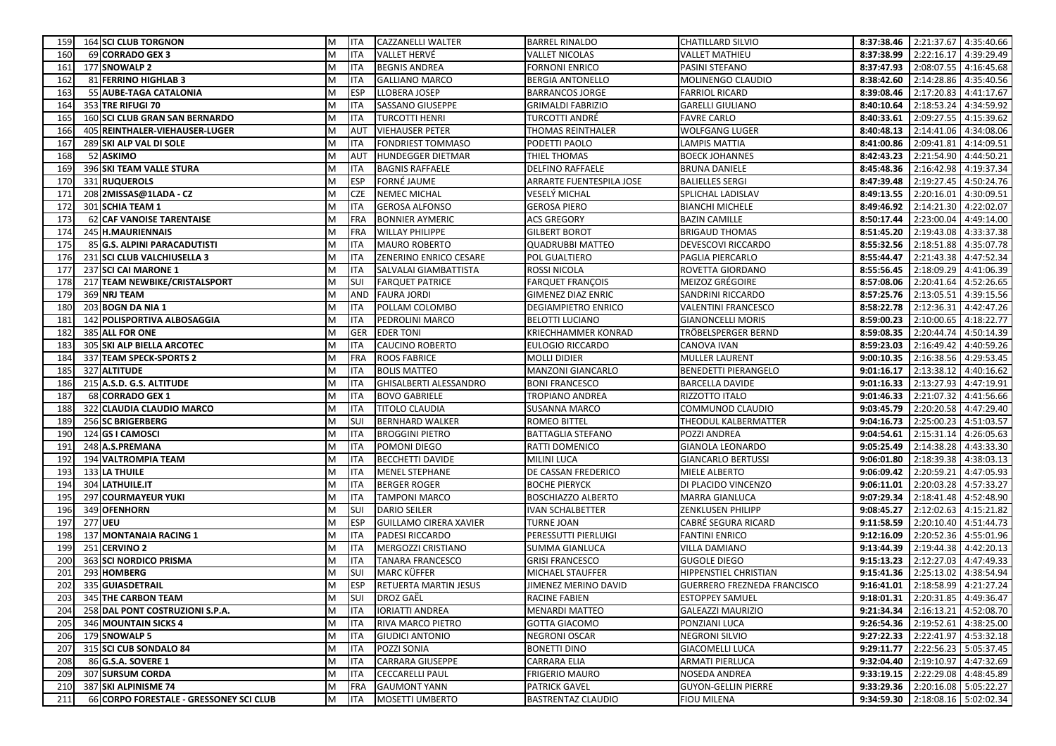| 159 | 164 | SCI CLUB TORGNON | M | ITA | CAZZANELLI WALTER | BARREL RINALDO | CHATILLARD SILVIO | 8:37:38.46 | 2:21:37.67 | 4:35:40.66 |
|---|---|---|---|---|---|---|---|---|---|---|
| 160 | 69 | CORRADO GEX 3 | M | ITA | VALLET HERVÉ | VALLET NICOLAS | VALLET MATHIEU | 8:37:38.99 | 2:22:16.17 | 4:39:29.49 |
| 161 | 177 | SNOWALP 2 | M | ITA | BEGNIS ANDREA | FORNONI ENRICO | PASINI STEFANO | 8:37:47.93 | 2:08:07.55 | 4:16:45.68 |
| 162 | 81 | FERRINO HIGHLAB 3 | M | ITA | GALLIANO MARCO | BERGIA ANTONELLO | MOLINENGO CLAUDIO | 8:38:42.60 | 2:14:28.86 | 4:35:40.56 |
| 163 | 55 | AUBE-TAGA CATALONIA | M | ESP | LLOBERA JOSEP | BARRANCOS JORGE | FARRIOL RICARD | 8:39:08.46 | 2:17:20.83 | 4:41:17.67 |
| 164 | 353 | TRE RIFUGI 70 | M | ITA | SASSANO GIUSEPPE | GRIMALDI FABRIZIO | GARELLI GIULIANO | 8:40:10.64 | 2:18:53.24 | 4:34:59.92 |
| 165 | 160 | SCI CLUB GRAN SAN BERNARDO | M | ITA | TURCOTTI HENRI | TURCOTTI ANDRÉ | FAVRE CARLO | 8:40:33.61 | 2:09:27.55 | 4:15:39.62 |
| 166 | 405 | REINTHALER-VIEHAUSER-LUGER | M | AUT | VIEHAUSER PETER | THOMAS REINTHALER | WOLFGANG LUGER | 8:40:48.13 | 2:14:01.06 | 4:34:08.06 |
| 167 | 289 | SKI ALP VAL DI SOLE | M | ITA | FONDRIEST TOMMASO | PODETTI PAOLO | LAMPIS MATTIA | 8:41:00.86 | 2:09:41.81 | 4:14:09.51 |
| 168 | 52 | ASKIMO | M | AUT | HUNDEGGER DIETMAR | THIEL THOMAS | BOECK JOHANNES | 8:42:43.23 | 2:21:54.90 | 4:44:50.21 |
| 169 | 396 | SKI TEAM VALLE STURA | M | ITA | BAGNIS RAFFAELE | DELFINO RAFFAELE | BRUNA DANIELE | 8:45:48.36 | 2:16:42.98 | 4:19:37.34 |
| 170 | 331 | RUQUEROLS | M | ESP | FORNÉ JAUME | ARRARTE FUENTESPILA JOSE | BALIELLES SERGI | 8:47:39.48 | 2:19:27.45 | 4:50:24.76 |
| 171 | 208 | 2MISSAS@1LADA - CZ | M | CZE | NEMEC MICHAL | VESELÝ MICHAL | SPLICHAL LADISLAV | 8:49:13.55 | 2:20:16.01 | 4:30:09.51 |
| 172 | 301 | SCHIA TEAM 1 | M | ITA | GEROSA ALFONSO | GEROSA PIERO | BIANCHI MICHELE | 8:49:46.92 | 2:14:21.30 | 4:22:02.07 |
| 173 | 62 | CAF VANOISE TARENTAISE | M | FRA | BONNIER AYMERIC | ACS GREGORY | BAZIN CAMILLE | 8:50:17.44 | 2:23:00.04 | 4:49:14.00 |
| 174 | 245 | H.MAURIENNAIS | M | FRA | WILLAY PHILIPPE | GILBERT BOROT | BRIGAUD THOMAS | 8:51:45.20 | 2:19:43.08 | 4:33:37.38 |
| 175 | 85 | G.S. ALPINI PARACADUTISTI | M | ITA | MAURO ROBERTO | QUADRUBBI MATTEO | DEVESCOVI RICCARDO | 8:55:32.56 | 2:18:51.88 | 4:35:07.78 |
| 176 | 231 | SCI CLUB VALCHIUSELLA 3 | M | ITA | ZENERINO ENRICO CESARE | POL GUALTIERO | PAGLIA PIERCARLO | 8:55:44.47 | 2:21:43.38 | 4:47:52.34 |
| 177 | 237 | SCI CAI MARONE 1 | M | ITA | SALVALAI GIAMBATTISTA | ROSSI NICOLA | ROVETTA GIORDANO | 8:55:56.45 | 2:18:09.29 | 4:41:06.39 |
| 178 | 217 | TEAM NEWBIKE/CRISTALSPORT | M | SUI | FARQUET PATRICE | FARQUET FRANÇOIS | MEIZOZ GRÉGOIRE | 8:57:08.06 | 2:20:41.64 | 4:52:26.65 |
| 179 | 369 | NRJ TEAM | M | AND | FAURA JORDI | GIMENEZ DIAZ ENRIC | SANDRINI RICCARDO | 8:57:25.76 | 2:13:05.51 | 4:39:15.56 |
| 180 | 203 | BOGN DA NIA 1 | M | ITA | POLLAM COLOMBO | DEGIAMPIETRO ENRICO | VALENTINI FRANCESCO | 8:58:22.78 | 2:12:36.31 | 4:42:47.26 |
| 181 | 142 | POLISPORTIVA ALBOSAGGIA | M | ITA | PEDROLINI MARCO | BELOTTI LUCIANO | GIANONCELLI MORIS | 8:59:00.23 | 2:10:00.65 | 4:18:22.77 |
| 182 | 385 | ALL FOR ONE | M | GER | EDER TONI | KRIECHHAMMER KONRAD | TRÖBELSPERGER BERND | 8:59:08.35 | 2:20:44.74 | 4:50:14.39 |
| 183 | 305 | SKI ALP BIELLA ARCOTEC | M | ITA | CAUCINO ROBERTO | EULOGIO RICCARDO | CANOVA IVAN | 8:59:23.03 | 2:16:49.42 | 4:40:59.26 |
| 184 | 337 | TEAM SPECK-SPORTS 2 | M | FRA | ROOS FABRICE | MOLLI DIDIER | MULLER LAURENT | 9:00:10.35 | 2:16:38.56 | 4:29:53.45 |
| 185 | 327 | ALTITUDE | M | ITA | BOLIS MATTEO | MANZONI GIANCARLO | BENEDETTI PIERANGELO | 9:01:16.17 | 2:13:38.12 | 4:40:16.62 |
| 186 | 215 | A.S.D. G.S. ALTITUDE | M | ITA | GHISALBERTI ALESSANDRO | BONI FRANCESCO | BARCELLA DAVIDE | 9:01:16.33 | 2:13:27.93 | 4:47:19.91 |
| 187 | 68 | CORRADO GEX 1 | M | ITA | BOVO GABRIELE | TROPIANO ANDREA | RIZZOTTO ITALO | 9:01:46.33 | 2:21:07.32 | 4:41:56.66 |
| 188 | 322 | CLAUDIA CLAUDIO MARCO | M | ITA | TITOLO CLAUDIA | SUSANNA MARCO | COMMUNOD CLAUDIO | 9:03:45.79 | 2:20:20.58 | 4:47:29.40 |
| 189 | 256 | SC BRIGERBERG | M | SUI | BERNHARD WALKER | ROMEO BITTEL | THEODUL KALBERMATTER | 9:04:16.73 | 2:25:00.23 | 4:51:03.57 |
| 190 | 124 | GS I CAMOSCI | M | ITA | BROGGINI PIETRO | BATTAGLIA STEFANO | POZZI ANDREA | 9:04:54.61 | 2:15:31.14 | 4:26:05.63 |
| 191 | 248 | A.S.PREMANA | M | ITA | POMONI DIEGO | RATTI DOMENICO | GIANOLA LEONARDO | 9:05:25.49 | 2:14:38.28 | 4:43:33.30 |
| 192 | 194 | VALTROMPIA TEAM | M | ITA | BECCHETTI DAVIDE | MILINI LUCA | GIANCARLO BERTUSSI | 9:06:01.80 | 2:18:39.38 | 4:38:03.13 |
| 193 | 133 | LA THUILE | M | ITA | MENEL STEPHANE | DE CASSAN FREDERICO | MIELE ALBERTO | 9:06:09.42 | 2:20:59.21 | 4:47:05.93 |
| 194 | 304 | LATHUILE.IT | M | ITA | BERGER ROGER | BOCHE PIERYCK | DI PLACIDO VINCENZO | 9:06:11.01 | 2:20:03.28 | 4:57:33.27 |
| 195 | 297 | COURMAYEUR YUKI | M | ITA | TAMPONI MARCO | BOSCHIAZZO ALBERTO | MARRA GIANLUCA | 9:07:29.34 | 2:18:41.48 | 4:52:48.90 |
| 196 | 349 | OFENHORN | M | SUI | DARIO SEILER | IVAN SCHALBETTER | ZENKLUSEN PHILIPP | 9:08:45.27 | 2:12:02.63 | 4:15:21.82 |
| 197 | 277 | UEU | M | ESP | GUILLAMO CIRERA XAVIER | TURNE JOAN | CABRÉ SEGURA RICARD | 9:11:58.59 | 2:20:10.40 | 4:51:44.73 |
| 198 | 137 | MONTANAIA RACING 1 | M | ITA | PADESI RICCARDO | PERESSUTTI PIERLUIGI | FANTINI ENRICO | 9:12:16.09 | 2:20:52.36 | 4:55:01.96 |
| 199 | 251 | CERVINO 2 | M | ITA | MERGOZZI CRISTIANO | SUMMA GIANLUCA | VILLA DAMIANO | 9:13:44.39 | 2:19:44.38 | 4:42:20.13 |
| 200 | 363 | SCI NORDICO PRISMA | M | ITA | TANARA FRANCESCO | GRISI FRANCESCO | GUGOLE DIEGO | 9:15:13.23 | 2:12:27.03 | 4:47:49.33 |
| 201 | 293 | HOMBERG | M | SUI | MARC KÜFFER | MICHAEL STAUFFER | HIPPENSTIEL CHRISTIAN | 9:15:41.36 | 2:25:13.02 | 4:38:54.94 |
| 202 | 335 | GUIASDETRAIL | M | ESP | RETUERTA MARTIN JESUS | JIMENEZ MERINO DAVID | GUERRERO FREZNEDA FRANCISCO | 9:16:41.01 | 2:18:58.99 | 4:21:27.24 |
| 203 | 345 | THE CARBON TEAM | M | SUI | DROZ GAËL | RACINE FABIEN | ESTOPPEY SAMUEL | 9:18:01.31 | 2:20:31.85 | 4:49:36.47 |
| 204 | 258 | DAL PONT COSTRUZIONI S.P.A. | M | ITA | IORIATTI ANDREA | MENARDI MATTEO | GALEAZZI MAURIZIO | 9:21:34.34 | 2:16:13.21 | 4:52:08.70 |
| 205 | 346 | MOUNTAIN SICKS 4 | M | ITA | RIVA MARCO PIETRO | GOTTA GIACOMO | PONZIANI LUCA | 9:26:54.36 | 2:19:52.61 | 4:38:25.00 |
| 206 | 179 | SNOWALP 5 | M | ITA | GIUDICI ANTONIO | NEGRONI OSCAR | NEGRONI SILVIO | 9:27:22.33 | 2:22:41.97 | 4:53:32.18 |
| 207 | 315 | SCI CUB SONDALO 84 | M | ITA | POZZI SONIA | BONETTI DINO | GIACOMELLI LUCA | 9:29:11.77 | 2:22:56.23 | 5:05:37.45 |
| 208 | 86 | G.S.A. SOVERE 1 | M | ITA | CARRARA GIUSEPPE | CARRARA ELIA | ARMATI PIERLUCA | 9:32:04.40 | 2:19:10.97 | 4:47:32.69 |
| 209 | 307 | SURSUM CORDA | M | ITA | CECCARELLI PAUL | FRIGERIO MAURO | NOSEDA ANDREA | 9:33:19.15 | 2:22:29.08 | 4:48:45.89 |
| 210 | 387 | SKI ALPINISME 74 | M | FRA | GAUMONT YANN | PATRICK GAVEL | GUYON-GELLIN PIERRE | 9:33:29.36 | 2:20:16.08 | 5:05:22.27 |
| 211 | 66 | CORPO FORESTALE - GRESSONEY SCI CLUB | M | ITA | MOSETTI UMBERTO | BASTRENTAZ CLAUDIO | FIOU MILENA | 9:34:59.30 | 2:18:08.16 | 5:02:02.34 |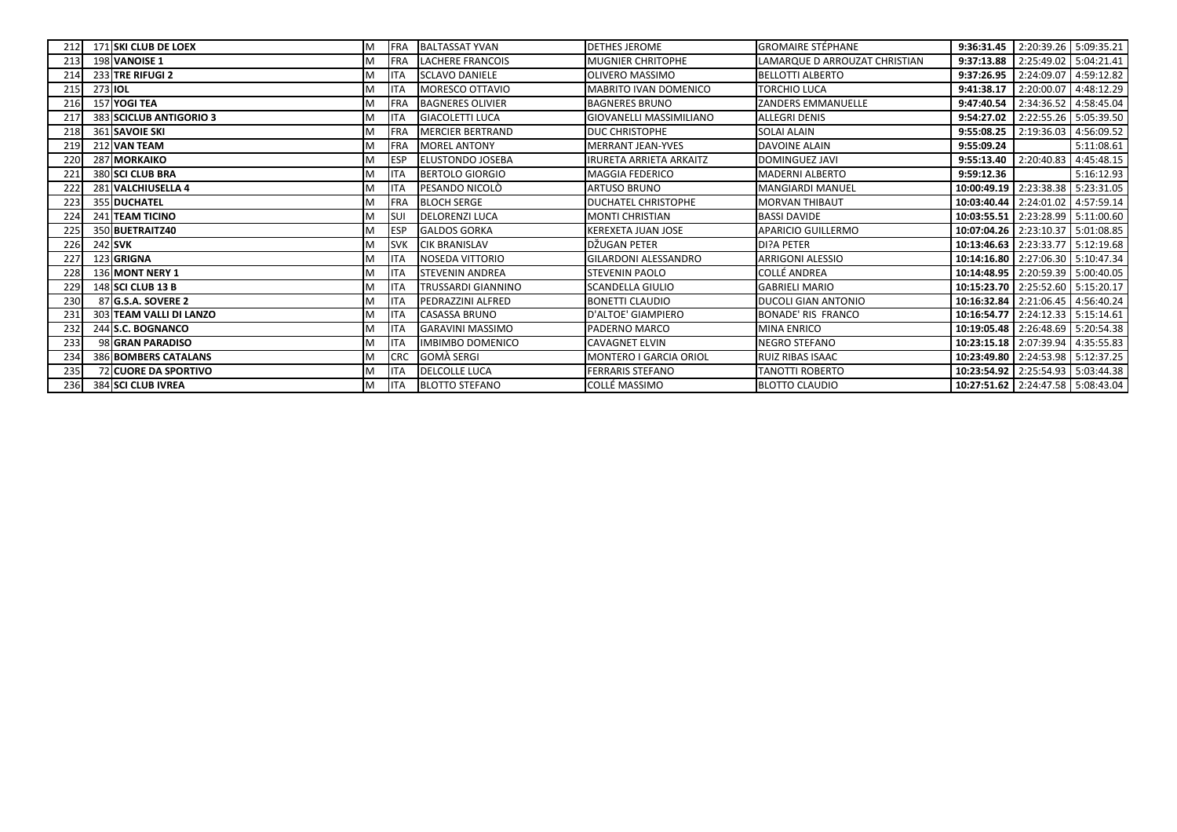| | | | | | | | | | | |
|---|---|---|---|---|---|---|---|---|---|---|
| 212 | 171 | **SKI CLUB DE LOEX** | M | FRA | BALTASSAT YVAN | DETHES JEROME | GROMAIRE STÉPHANE | **9:36:31.45** | 2:20:39.26 | 5:09:35.21 |
| 213 | 198 | **VANOISE 1** | M | FRA | LACHERE FRANCOIS | MUGNIER CHRITOPHE | LAMARQUE D ARROUZAT CHRISTIAN | **9:37:13.88** | 2:25:49.02 | 5:04:21.41 |
| 214 | 233 | **TRE RIFUGI 2** | M | ITA | SCLAVO DANIELE | OLIVERO MASSIMO | BELLOTTI ALBERTO | **9:37:26.95** | 2:24:09.07 | 4:59:12.82 |
| 215 | 273 | **IOL** | M | ITA | MORESCO OTTAVIO | MABRITO IVAN DOMENICO | TORCHIO LUCA | **9:41:38.17** | 2:20:00.07 | 4:48:12.29 |
| 216 | 157 | **YOGI TEA** | M | FRA | BAGNERES OLIVIER | BAGNERES BRUNO | ZANDERS EMMANUELLE | **9:47:40.54** | 2:34:36.52 | 4:58:45.04 |
| 217 | 383 | **SCICLUB ANTIGORIO 3** | M | ITA | GIACOLETTI LUCA | GIOVANELLI MASSIMILIANO | ALLEGRI DENIS | **9:54:27.02** | 2:22:55.26 | 5:05:39.50 |
| 218 | 361 | **SAVOIE SKI** | M | FRA | MERCIER BERTRAND | DUC CHRISTOPHE | SOLAI ALAIN | **9:55:08.25** | 2:19:36.03 | 4:56:09.52 |
| 219 | 212 | **VAN TEAM** | M | FRA | MOREL ANTONY | MERRANT JEAN-YVES | DAVOINE ALAIN | **9:55:09.24** | | 5:11:08.61 |
| 220 | 287 | **MORKAIKO** | M | ESP | ELUSTONDO JOSEBA | IRURETA ARRIETA ARKAITZ | DOMINGUEZ JAVI | **9:55:13.40** | 2:20:40.83 | 4:45:48.15 |
| 221 | 380 | **SCI CLUB BRA** | M | ITA | BERTOLO GIORGIO | MAGGIA FEDERICO | MADERNI ALBERTO | **9:59:12.36** | | 5:16:12.93 |
| 222 | 281 | **VALCHIUSELLA 4** | M | ITA | PESANDO NICOLÒ | ARTUSO BRUNO | MANGIARDI MANUEL | **10:00:49.19** | 2:23:38.38 | 5:23:31.05 |
| 223 | 355 | **DUCHATEL** | M | FRA | BLOCH SERGE | DUCHATEL CHRISTOPHE | MORVAN THIBAUT | **10:03:40.44** | 2:24:01.02 | 4:57:59.14 |
| 224 | 241 | **TEAM TICINO** | M | SUI | DELORENZI LUCA | MONTI CHRISTIAN | BASSI DAVIDE | **10:03:55.51** | 2:23:28.99 | 5:11:00.60 |
| 225 | 350 | **BUETRAITZ40** | M | ESP | GALDOS GORKA | KEREXETA JUAN JOSE | APARICIO GUILLERMO | **10:07:04.26** | 2:23:10.37 | 5:01:08.85 |
| 226 | 242 | **SVK** | M | SVK | CIK BRANISLAV | DŽUGAN PETER | DI?A PETER | **10:13:46.63** | 2:23:33.77 | 5:12:19.68 |
| 227 | 123 | **GRIGNA** | M | ITA | NOSEDA VITTORIO | GILARDONI ALESSANDRO | ARRIGONI ALESSIO | **10:14:16.80** | 2:27:06.30 | 5:10:47.34 |
| 228 | 136 | **MONT NERY 1** | M | ITA | STEVENIN ANDREA | STEVENIN PAOLO | COLLÉ ANDREA | **10:14:48.95** | 2:20:59.39 | 5:00:40.05 |
| 229 | 148 | **SCI CLUB 13 B** | M | ITA | TRUSSARDI GIANNINO | SCANDELLA GIULIO | GABRIELI MARIO | **10:15:23.70** | 2:25:52.60 | 5:15:20.17 |
| 230 | 87 | **G.S.A. SOVERE 2** | M | ITA | PEDRAZZINI ALFRED | BONETTI CLAUDIO | DUCOLI GIAN ANTONIO | **10:16:32.84** | 2:21:06.45 | 4:56:40.24 |
| 231 | 303 | **TEAM VALLI DI LANZO** | M | ITA | CASASSA BRUNO | D'ALTOE' GIAMPIERO | BONADE' RIS FRANCO | **10:16:54.77** | 2:24:12.33 | 5:15:14.61 |
| 232 | 244 | **S.C. BOGNANCO** | M | ITA | GARAVINI MASSIMO | PADERNO MARCO | MINA ENRICO | **10:19:05.48** | 2:26:48.69 | 5:20:54.38 |
| 233 | 98 | **GRAN PARADISO** | M | ITA | IMBIMBO DOMENICO | CAVAGNET ELVIN | NEGRO STEFANO | **10:23:15.18** | 2:07:39.94 | 4:35:55.83 |
| 234 | 386 | **BOMBERS CATALANS** | M | CRC | GOMÀ SERGI | MONTERO I GARCIA ORIOL | RUIZ RIBAS ISAAC | **10:23:49.80** | 2:24:53.98 | 5:12:37.25 |
| 235 | 72 | **CUORE DA SPORTIVO** | M | ITA | DELCOLLE LUCA | FERRARIS STEFANO | TANOTTI ROBERTO | **10:23:54.92** | 2:25:54.93 | 5:03:44.38 |
| 236 | 384 | **SCI CLUB IVREA** | M | ITA | BLOTTO STEFANO | COLLÉ MASSIMO | BLOTTO CLAUDIO | **10:27:51.62** | 2:24:47.58 | 5:08:43.04 |